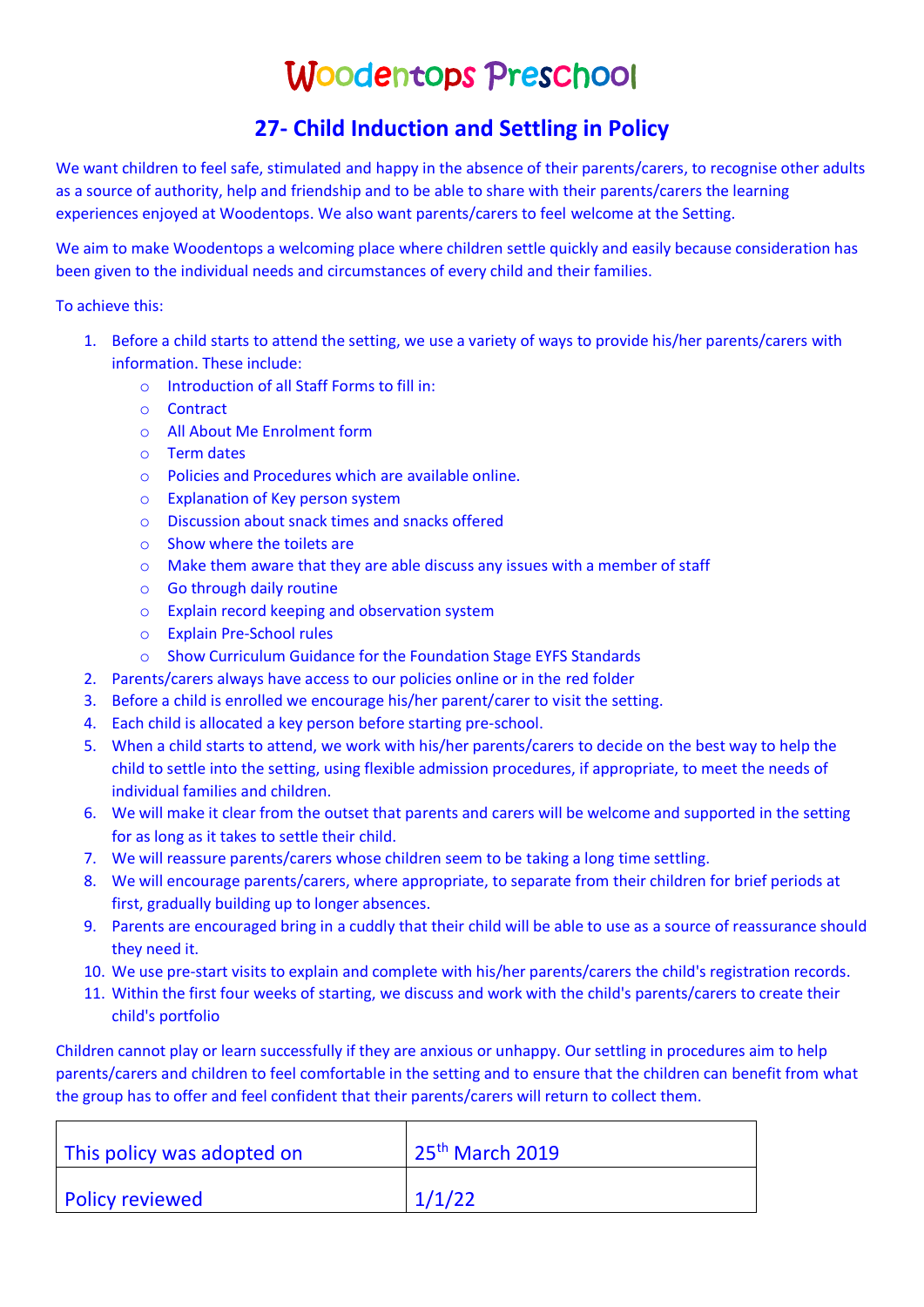# Woodentops Preschool

## 27- Child Induction and Settling in Policy

We want children to feel safe, stimulated and happy in the absence of their parents/carers, to recognise other adults as a source of authority, help and friendship and to be able to share with their parents/carers the learning experiences enjoyed at Woodentops. We also want parents/carers to feel welcome at the Setting.

We aim to make Woodentops a welcoming place where children settle quickly and easily because consideration has been given to the individual needs and circumstances of every child and their families.

To achieve this:

1. Before a child starts to attend the setting, we use a variety of ways to provide his/her parents/carers with information. These include:
   - Introduction of all Staff Forms to fill in:
   - Contract
   - All About Me Enrolment form
   - Term dates
   - Policies and Procedures which are available online.
   - Explanation of Key person system
   - Discussion about snack times and snacks offered
   - Show where the toilets are
   - Make them aware that they are able discuss any issues with a member of staff
   - Go through daily routine
   - Explain record keeping and observation system
   - Explain Pre-School rules
   - Show Curriculum Guidance for the Foundation Stage EYFS Standards
2. Parents/carers always have access to our policies online or in the red folder
3. Before a child is enrolled we encourage his/her parent/carer to visit the setting.
4. Each child is allocated a key person before starting pre-school.
5. When a child starts to attend, we work with his/her parents/carers to decide on the best way to help the child to settle into the setting, using flexible admission procedures, if appropriate, to meet the needs of individual families and children.
6. We will make it clear from the outset that parents and carers will be welcome and supported in the setting for as long as it takes to settle their child.
7. We will reassure parents/carers whose children seem to be taking a long time settling.
8. We will encourage parents/carers, where appropriate, to separate from their children for brief periods at first, gradually building up to longer absences.
9. Parents are encouraged bring in a cuddly that their child will be able to use as a source of reassurance should they need it.
10. We use pre-start visits to explain and complete with his/her parents/carers the child's registration records.
11. Within the first four weeks of starting, we discuss and work with the child's parents/carers to create their child's portfolio

Children cannot play or learn successfully if they are anxious or unhappy. Our settling in procedures aim to help parents/carers and children to feel comfortable in the setting and to ensure that the children can benefit from what the group has to offer and feel confident that their parents/carers will return to collect them.

| This policy was adopted on | 25th March 2019 |
|---|---|
| Policy reviewed | 1/1/22 |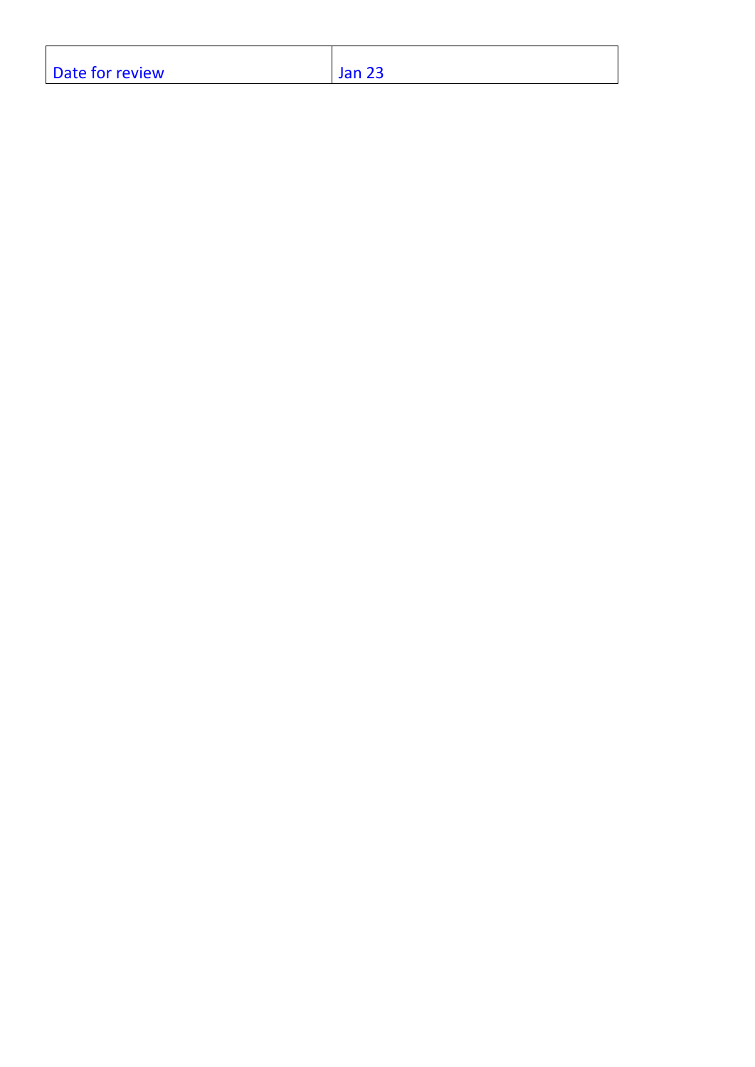| | |
|---|---|
| Date for review | Jan 23 |